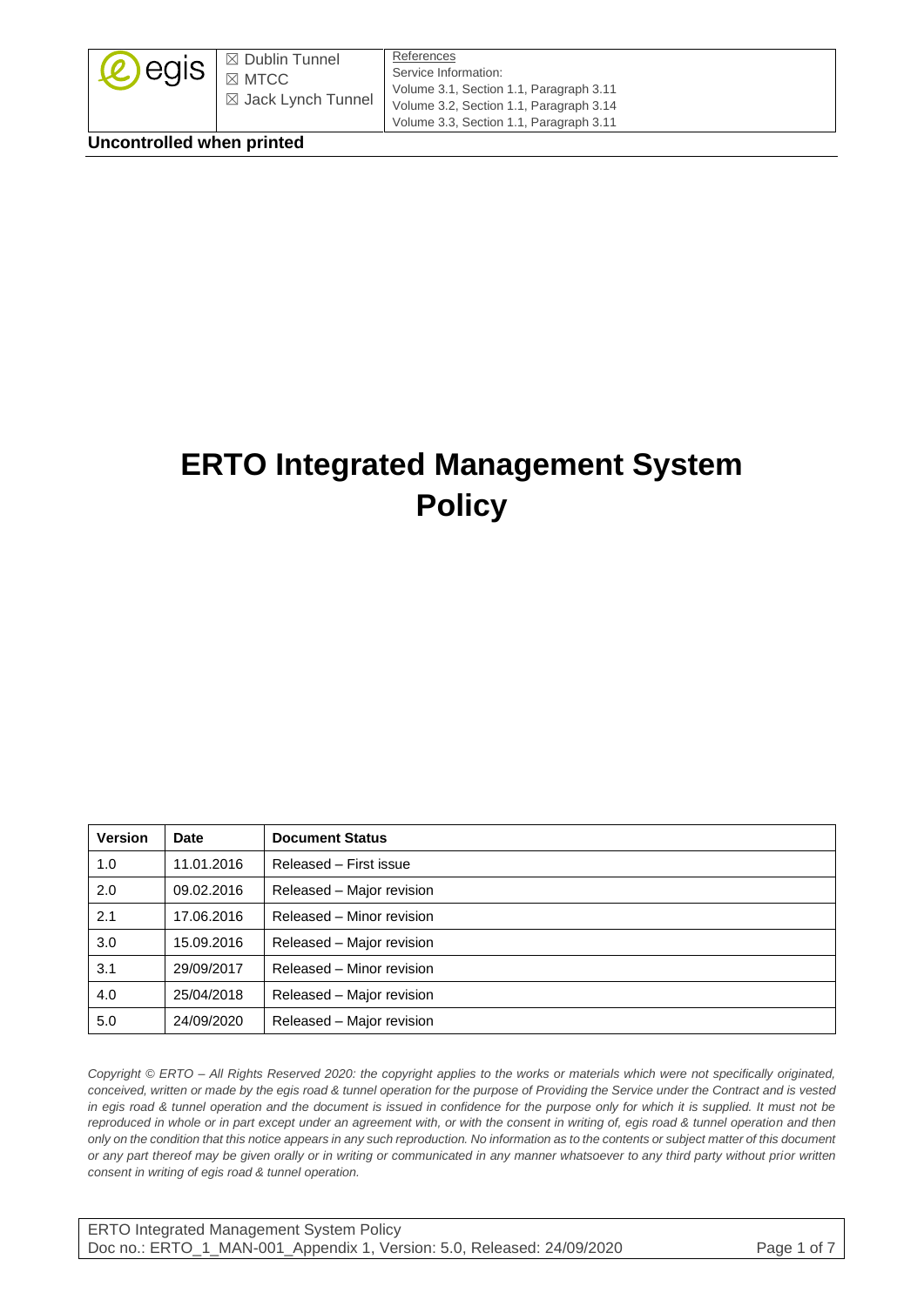| | ☒ Dublin Tunnel<br>☒ MTCC<br>☒ Jack Lynch Tunnel | References<br>Service Information:<br>Volume 3.1, Section 1.1, Paragraph 3.11<br>Volume 3.2, Section 1.1, Paragraph 3.14<br>Volume 3.3, Section 1.1, Paragraph 3.11 |
|---|---|---|

**Uncontrolled when printed**

# ERTO Integrated Management System Policy

| Version | Date | Document Status |
|---|---|---|
| 1.0 | 11.01.2016 | Released – First issue |
| 2.0 | 09.02.2016 | Released – Major revision |
| 2.1 | 17.06.2016 | Released – Minor revision |
| 3.0 | 15.09.2016 | Released – Major revision |
| 3.1 | 29/09/2017 | Released – Minor revision |
| 4.0 | 25/04/2018 | Released – Major revision |
| 5.0 | 24/09/2020 | Released – Major revision |

*Copyright © ERTO – All Rights Reserved 2020: the copyright applies to the works or materials which were not specifically originated, conceived, written or made by the egis road & tunnel operation for the purpose of Providing the Service under the Contract and is vested in egis road & tunnel operation and the document is issued in confidence for the purpose only for which it is supplied. It must not be reproduced in whole or in part except under an agreement with, or with the consent in writing of, egis road & tunnel operation and then only on the condition that this notice appears in any such reproduction. No information as to the contents or subject matter of this document or any part thereof may be given orally or in writing or communicated in any manner whatsoever to any third party without prior written consent in writing of egis road & tunnel operation.*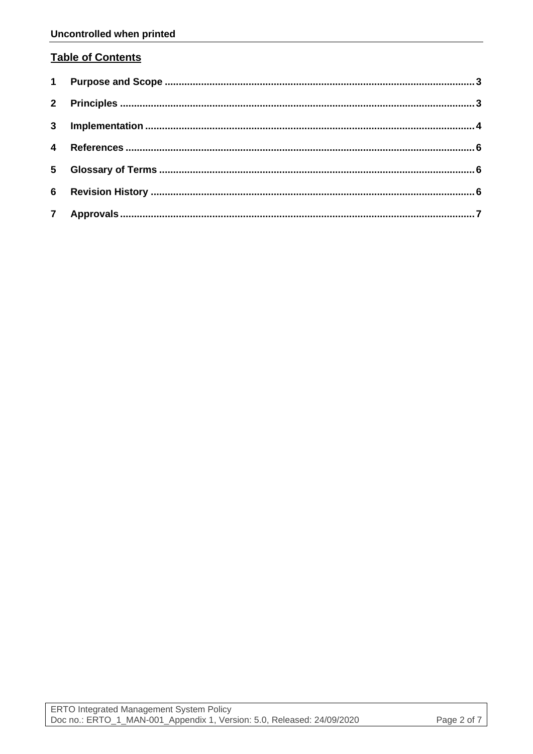## Table of Contents

1 Purpose and Scope ... 3

2 Principles ... 3

3 Implementation ... 4

4 References ... 6

5 Glossary of Terms ... 6

6 Revision History ... 6

7 Approvals ... 7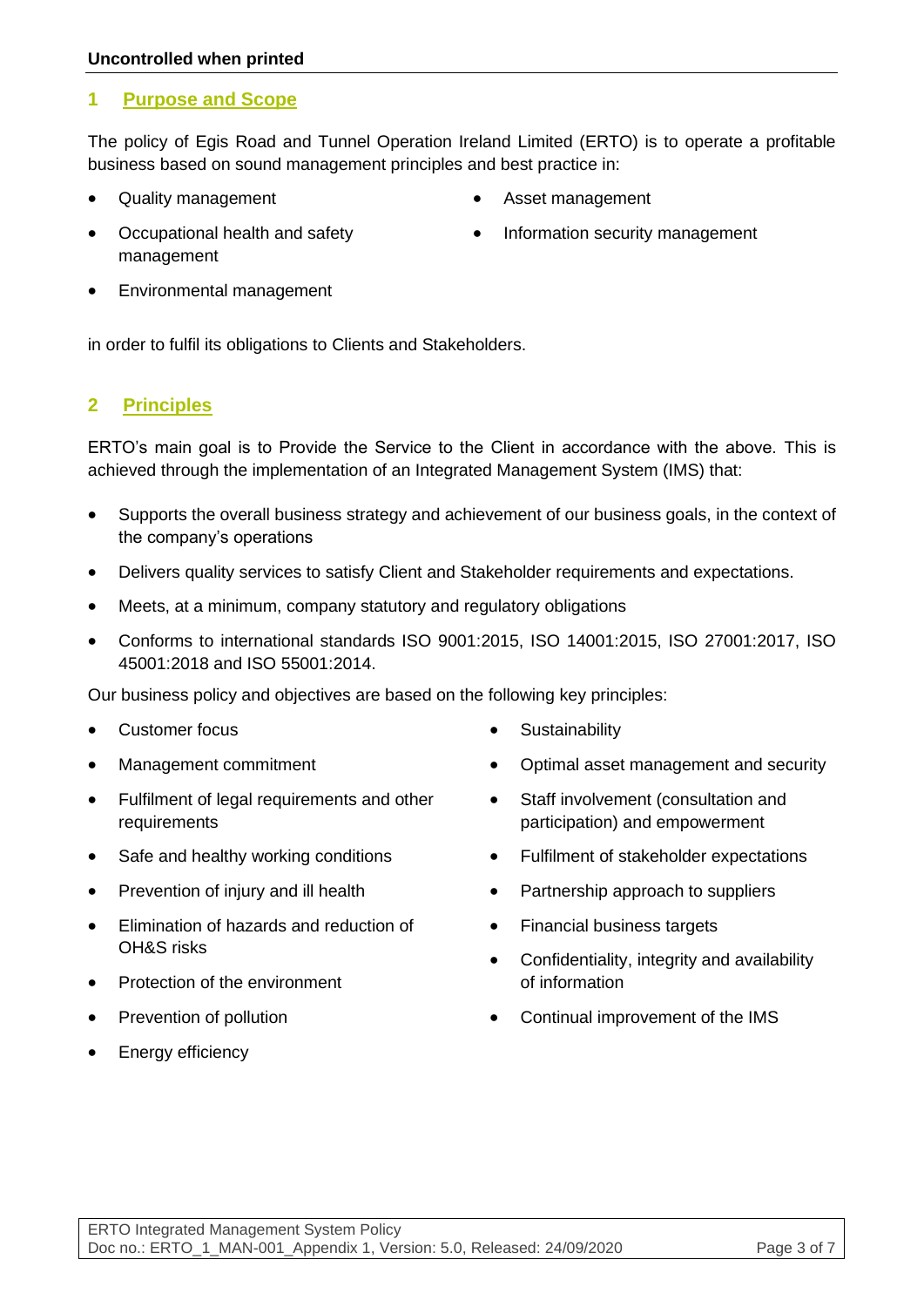## 1 Purpose and Scope

The policy of Egis Road and Tunnel Operation Ireland Limited (ERTO) is to operate a profitable business based on sound management principles and best practice in:

- Quality management
- Occupational health and safety management
- Environmental management
- Asset management
- Information security management

in order to fulfil its obligations to Clients and Stakeholders.

## 2 Principles

ERTO's main goal is to Provide the Service to the Client in accordance with the above. This is achieved through the implementation of an Integrated Management System (IMS) that:

- Supports the overall business strategy and achievement of our business goals, in the context of the company's operations
- Delivers quality services to satisfy Client and Stakeholder requirements and expectations.
- Meets, at a minimum, company statutory and regulatory obligations
- Conforms to international standards ISO 9001:2015, ISO 14001:2015, ISO 27001:2017, ISO 45001:2018 and ISO 55001:2014.

Our business policy and objectives are based on the following key principles:

- Customer focus
- Management commitment
- Fulfilment of legal requirements and other requirements
- Safe and healthy working conditions
- Prevention of injury and ill health
- Elimination of hazards and reduction of OH&S risks
- Protection of the environment
- Prevention of pollution
- Energy efficiency
- Sustainability
- Optimal asset management and security
- Staff involvement (consultation and participation) and empowerment
- Fulfilment of stakeholder expectations
- Partnership approach to suppliers
- Financial business targets
- Confidentiality, integrity and availability of information
- Continual improvement of the IMS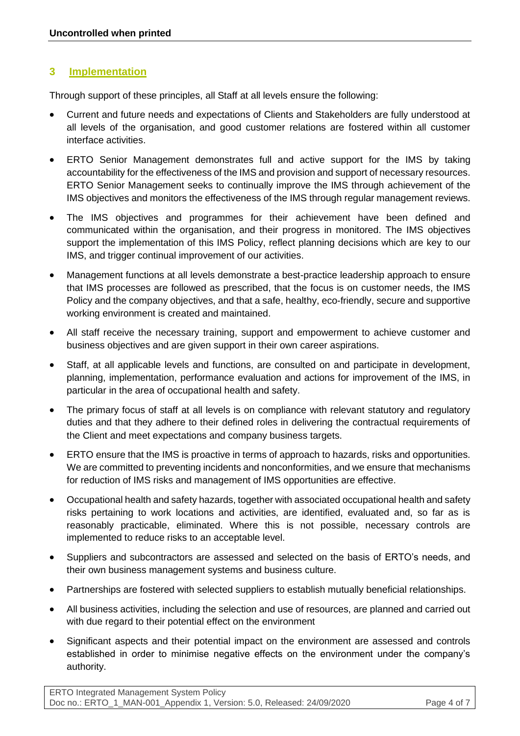## 3 Implementation

Through support of these principles, all Staff at all levels ensure the following:

- Current and future needs and expectations of Clients and Stakeholders are fully understood at all levels of the organisation, and good customer relations are fostered within all customer interface activities.
- ERTO Senior Management demonstrates full and active support for the IMS by taking accountability for the effectiveness of the IMS and provision and support of necessary resources. ERTO Senior Management seeks to continually improve the IMS through achievement of the IMS objectives and monitors the effectiveness of the IMS through regular management reviews.
- The IMS objectives and programmes for their achievement have been defined and communicated within the organisation, and their progress in monitored. The IMS objectives support the implementation of this IMS Policy, reflect planning decisions which are key to our IMS, and trigger continual improvement of our activities.
- Management functions at all levels demonstrate a best-practice leadership approach to ensure that IMS processes are followed as prescribed, that the focus is on customer needs, the IMS Policy and the company objectives, and that a safe, healthy, eco-friendly, secure and supportive working environment is created and maintained.
- All staff receive the necessary training, support and empowerment to achieve customer and business objectives and are given support in their own career aspirations.
- Staff, at all applicable levels and functions, are consulted on and participate in development, planning, implementation, performance evaluation and actions for improvement of the IMS, in particular in the area of occupational health and safety.
- The primary focus of staff at all levels is on compliance with relevant statutory and regulatory duties and that they adhere to their defined roles in delivering the contractual requirements of the Client and meet expectations and company business targets.
- ERTO ensure that the IMS is proactive in terms of approach to hazards, risks and opportunities. We are committed to preventing incidents and nonconformities, and we ensure that mechanisms for reduction of IMS risks and management of IMS opportunities are effective.
- Occupational health and safety hazards, together with associated occupational health and safety risks pertaining to work locations and activities, are identified, evaluated and, so far as is reasonably practicable, eliminated. Where this is not possible, necessary controls are implemented to reduce risks to an acceptable level.
- Suppliers and subcontractors are assessed and selected on the basis of ERTO's needs, and their own business management systems and business culture.
- Partnerships are fostered with selected suppliers to establish mutually beneficial relationships.
- All business activities, including the selection and use of resources, are planned and carried out with due regard to their potential effect on the environment
- Significant aspects and their potential impact on the environment are assessed and controls established in order to minimise negative effects on the environment under the company's authority.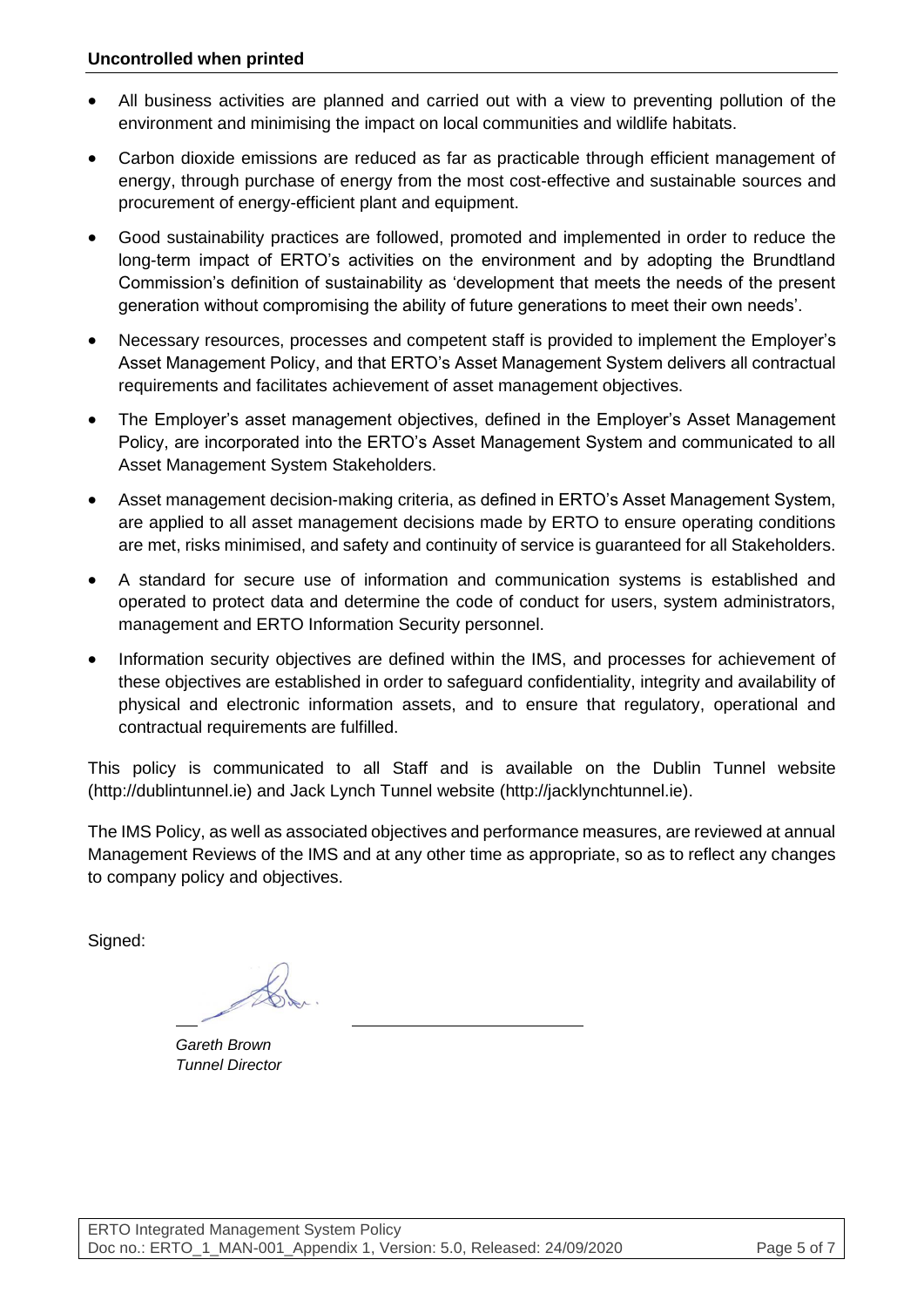- All business activities are planned and carried out with a view to preventing pollution of the environment and minimising the impact on local communities and wildlife habitats.
- Carbon dioxide emissions are reduced as far as practicable through efficient management of energy, through purchase of energy from the most cost-effective and sustainable sources and procurement of energy-efficient plant and equipment.
- Good sustainability practices are followed, promoted and implemented in order to reduce the long-term impact of ERTO's activities on the environment and by adopting the Brundtland Commission's definition of sustainability as 'development that meets the needs of the present generation without compromising the ability of future generations to meet their own needs'.
- Necessary resources, processes and competent staff is provided to implement the Employer's Asset Management Policy, and that ERTO's Asset Management System delivers all contractual requirements and facilitates achievement of asset management objectives.
- The Employer's asset management objectives, defined in the Employer's Asset Management Policy, are incorporated into the ERTO's Asset Management System and communicated to all Asset Management System Stakeholders.
- Asset management decision-making criteria, as defined in ERTO's Asset Management System, are applied to all asset management decisions made by ERTO to ensure operating conditions are met, risks minimised, and safety and continuity of service is guaranteed for all Stakeholders.
- A standard for secure use of information and communication systems is established and operated to protect data and determine the code of conduct for users, system administrators, management and ERTO Information Security personnel.
- Information security objectives are defined within the IMS, and processes for achievement of these objectives are established in order to safeguard confidentiality, integrity and availability of physical and electronic information assets, and to ensure that regulatory, operational and contractual requirements are fulfilled.

This policy is communicated to all Staff and is available on the Dublin Tunnel website (http://dublintunnel.ie) and Jack Lynch Tunnel website (http://jacklynchtunnel.ie).

The IMS Policy, as well as associated objectives and performance measures, are reviewed at annual Management Reviews of the IMS and at any other time as appropriate, so as to reflect any changes to company policy and objectives.

Signed:

*Gareth Brown*
*Tunnel Director*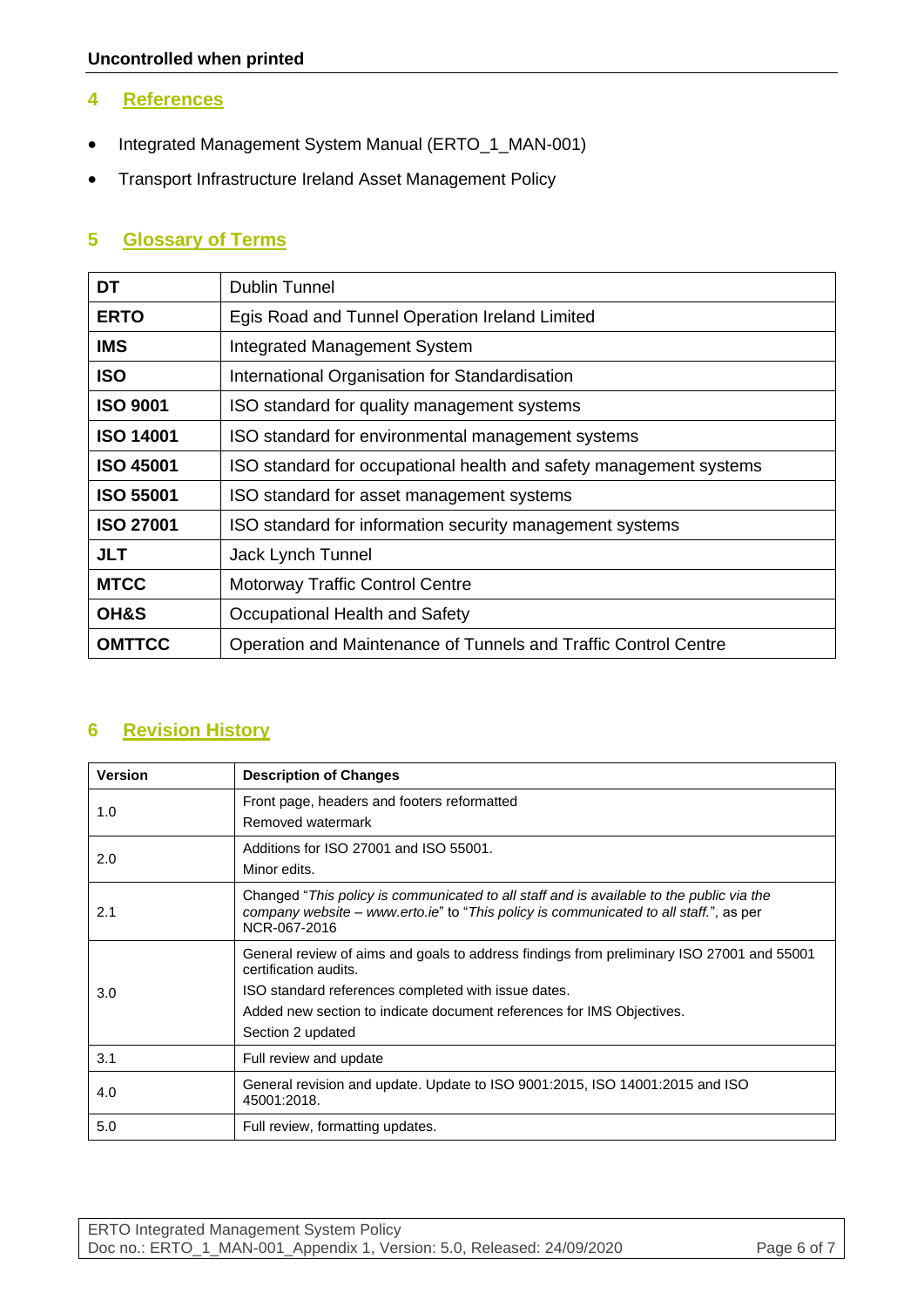## 4 References

- Integrated Management System Manual (ERTO_1_MAN-001)
- Transport Infrastructure Ireland Asset Management Policy

## 5 Glossary of Terms

| | |
|---|---|
| **DT** | Dublin Tunnel |
| **ERTO** | Egis Road and Tunnel Operation Ireland Limited |
| **IMS** | Integrated Management System |
| **ISO** | International Organisation for Standardisation |
| **ISO 9001** | ISO standard for quality management systems |
| **ISO 14001** | ISO standard for environmental management systems |
| **ISO 45001** | ISO standard for occupational health and safety management systems |
| **ISO 55001** | ISO standard for asset management systems |
| **ISO 27001** | ISO standard for information security management systems |
| **JLT** | Jack Lynch Tunnel |
| **MTCC** | Motorway Traffic Control Centre |
| **OH&S** | Occupational Health and Safety |
| **OMTTCC** | Operation and Maintenance of Tunnels and Traffic Control Centre |

## 6 Revision History

| Version | Description of Changes |
|---|---|
| 1.0 | Front page, headers and footers reformatted<br>Removed watermark |
| 2.0 | Additions for ISO 27001 and ISO 55001.<br>Minor edits. |
| 2.1 | Changed "*This policy is communicated to all staff and is available to the public via the company website – www.erto.ie*" to "*This policy is communicated to all staff.*", as per NCR-067-2016 |
| 3.0 | General review of aims and goals to address findings from preliminary ISO 27001 and 55001 certification audits.<br>ISO standard references completed with issue dates.<br>Added new section to indicate document references for IMS Objectives.<br>Section 2 updated |
| 3.1 | Full review and update |
| 4.0 | General revision and update. Update to ISO 9001:2015, ISO 14001:2015 and ISO 45001:2018. |
| 5.0 | Full review, formatting updates. |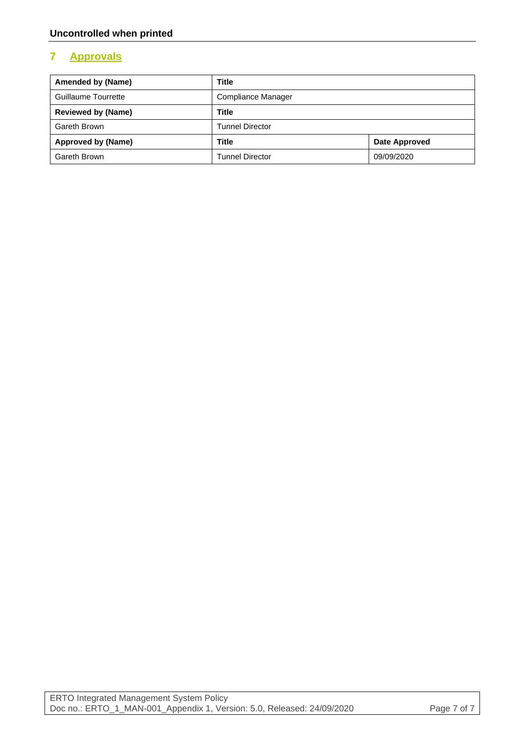**Uncontrolled when printed**

## 7 Approvals

| Amended by (Name) | Title | |
|---|---|---|
| Guillaume Tourrette | Compliance Manager | |
| **Reviewed by (Name)** | **Title** | |
| Gareth Brown | Tunnel Director | |
| **Approved by (Name)** | **Title** | **Date Approved** |
| Gareth Brown | Tunnel Director | 09/09/2020 |